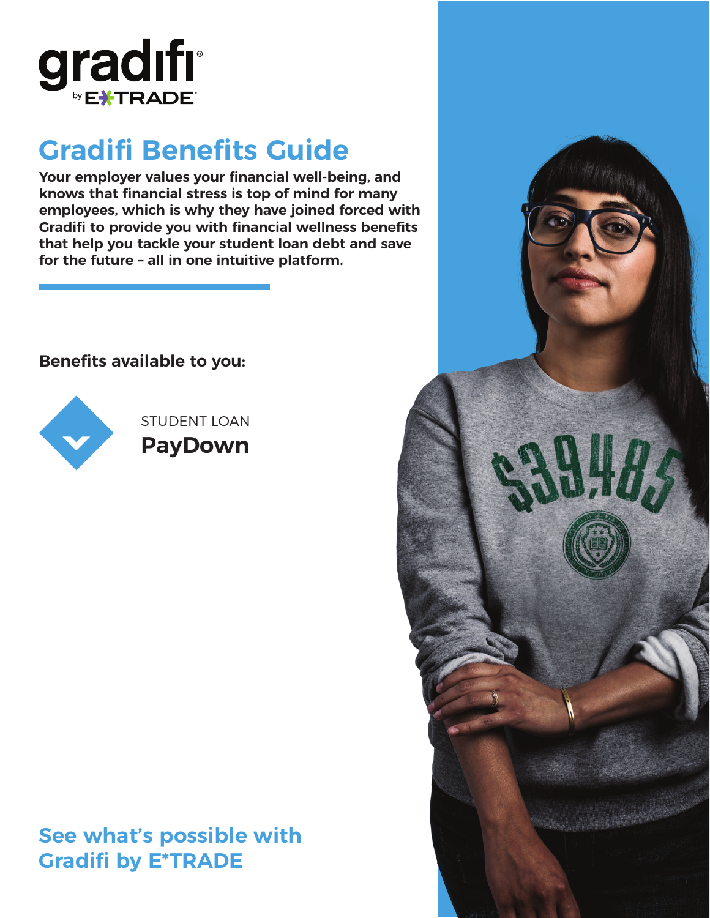gradifi by E*TRADE

# Gradifi Benefits Guide

**Your employer values your financial well-being, and knows that financial stress is top of mind for many employees, which is why they have joined forced with Gradifi to provide you with financial wellness benefits that help you tackle your student loan debt and save for the future – all in one intuitive platform.**

**Benefits available to you:**

STUDENT LOAN
**PayDown**

## See what's possible with Gradifi by E*TRADE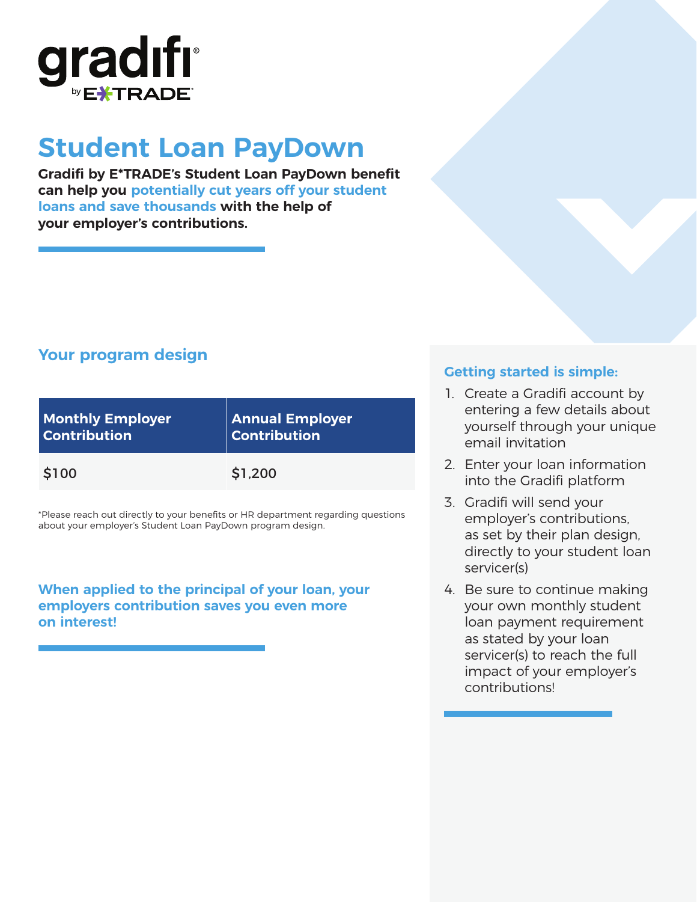gradifi by E*TRADE

# Student Loan PayDown

**Gradifi by E*TRADE's Student Loan PayDown benefit can help you potentially cut years off your student loans and save thousands with the help of your employer's contributions.**

## Your program design

| Monthly Employer Contribution | Annual Employer Contribution |
|---|---|
| $100 | $1,200 |

*Please reach out directly to your benefits or HR department regarding questions about your employer's Student Loan PayDown program design.

**When applied to the principal of your loan, your employers contribution saves you even more on interest!**

### Getting started is simple:

1. Create a Gradifi account by entering a few details about yourself through your unique email invitation
2. Enter your loan information into the Gradifi platform
3. Gradifi will send your employer's contributions, as set by their plan design, directly to your student loan servicer(s)
4. Be sure to continue making your own monthly student loan payment requirement as stated by your loan servicer(s) to reach the full impact of your employer's contributions!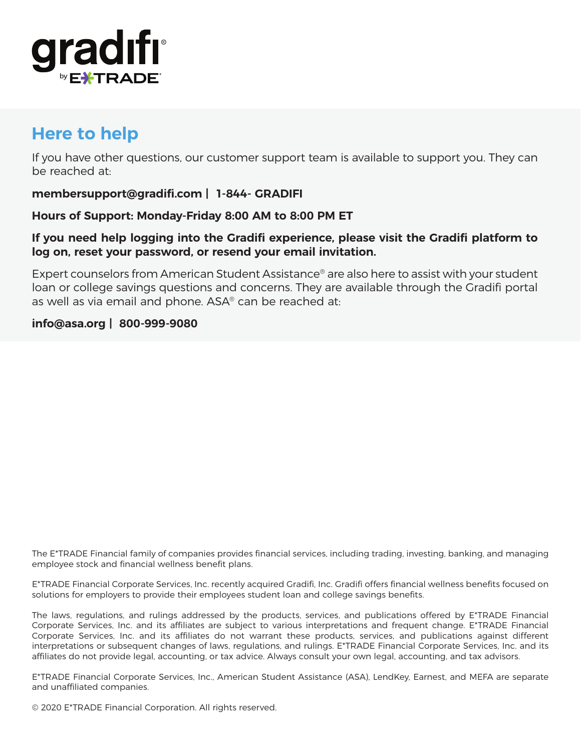gradifi®
by E*TRADE

## Here to help

If you have other questions, our customer support team is available to support you. They can be reached at:

**membersupport@gradifi.com | 1-844- GRADIFI**

**Hours of Support: Monday-Friday 8:00 AM to 8:00 PM ET**

**If you need help logging into the Gradifi experience, please visit the Gradifi platform to log on, reset your password, or resend your email invitation.**

Expert counselors from American Student Assistance® are also here to assist with your student loan or college savings questions and concerns. They are available through the Gradifi portal as well as via email and phone. ASA® can be reached at:

**info@asa.org | 800-999-9080**

The E*TRADE Financial family of companies provides financial services, including trading, investing, banking, and managing employee stock and financial wellness benefit plans.

E*TRADE Financial Corporate Services, Inc. recently acquired Gradifi, Inc. Gradifi offers financial wellness benefits focused on solutions for employers to provide their employees student loan and college savings benefits.

The laws, regulations, and rulings addressed by the products, services, and publications offered by E*TRADE Financial Corporate Services, Inc. and its affiliates are subject to various interpretations and frequent change. E*TRADE Financial Corporate Services, Inc. and its affiliates do not warrant these products, services, and publications against different interpretations or subsequent changes of laws, regulations, and rulings. E*TRADE Financial Corporate Services, Inc. and its affiliates do not provide legal, accounting, or tax advice. Always consult your own legal, accounting, and tax advisors.

E*TRADE Financial Corporate Services, Inc., American Student Assistance (ASA), LendKey, Earnest, and MEFA are separate and unaffiliated companies.

© 2020 E*TRADE Financial Corporation. All rights reserved.